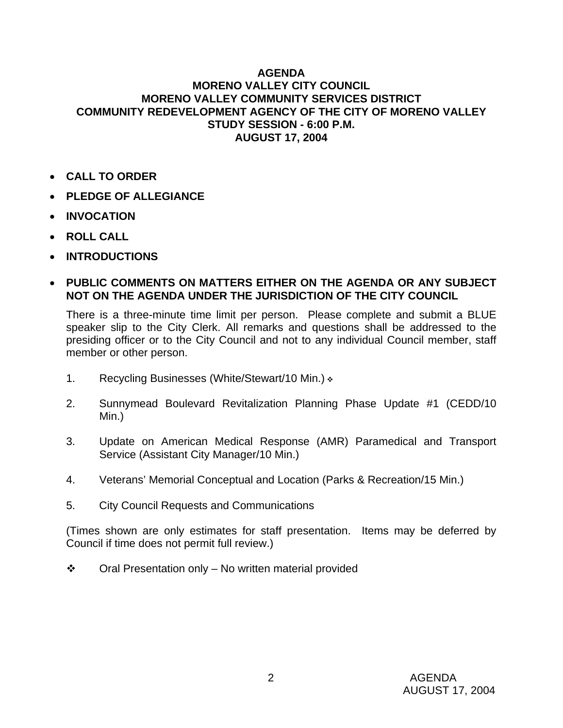# AGENDA
## MORENO VALLEY CITY COUNCIL
## MORENO VALLEY COMMUNITY SERVICES DISTRICT
## COMMUNITY REDEVELOPMENT AGENCY OF THE CITY OF MORENO VALLEY
## STUDY SESSION - 6:00 P.M.
## AUGUST 17, 2004

- **CALL TO ORDER**
- **PLEDGE OF ALLEGIANCE**
- **INVOCATION**
- **ROLL CALL**
- **INTRODUCTIONS**
- **PUBLIC COMMENTS ON MATTERS EITHER ON THE AGENDA OR ANY SUBJECT NOT ON THE AGENDA UNDER THE JURISDICTION OF THE CITY COUNCIL**

  There is a three-minute time limit per person. Please complete and submit a BLUE speaker slip to the City Clerk. All remarks and questions shall be addressed to the presiding officer or to the City Council and not to any individual Council member, staff member or other person.

1. Recycling Businesses (White/Stewart/10 Min.) ❖

2. Sunnymead Boulevard Revitalization Planning Phase Update #1 (CEDD/10 Min.)

3. Update on American Medical Response (AMR) Paramedical and Transport Service (Assistant City Manager/10 Min.)

4. Veterans' Memorial Conceptual and Location (Parks & Recreation/15 Min.)

5. City Council Requests and Communications

(Times shown are only estimates for staff presentation. Items may be deferred by Council if time does not permit full review.)

❖ Oral Presentation only – No written material provided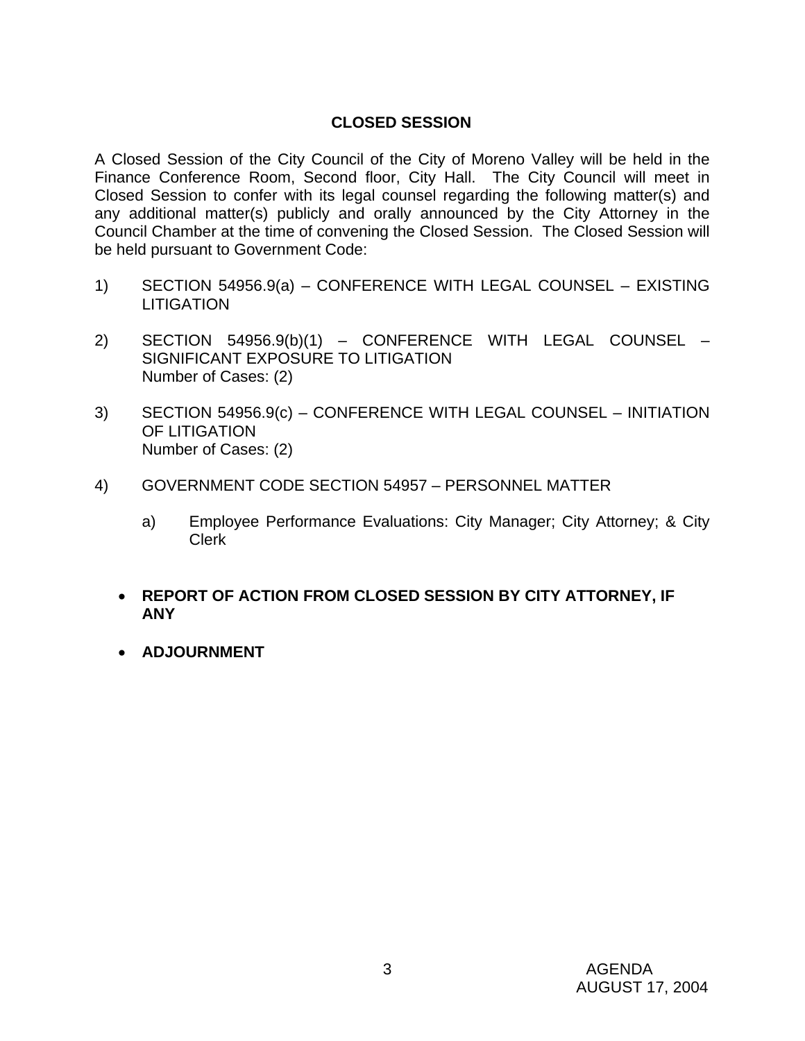## CLOSED SESSION

A Closed Session of the City Council of the City of Moreno Valley will be held in the Finance Conference Room, Second floor, City Hall. The City Council will meet in Closed Session to confer with its legal counsel regarding the following matter(s) and any additional matter(s) publicly and orally announced by the City Attorney in the Council Chamber at the time of convening the Closed Session. The Closed Session will be held pursuant to Government Code:

1) SECTION 54956.9(a) – CONFERENCE WITH LEGAL COUNSEL – EXISTING LITIGATION

2) SECTION 54956.9(b)(1) – CONFERENCE WITH LEGAL COUNSEL – SIGNIFICANT EXPOSURE TO LITIGATION
   Number of Cases: (2)

3) SECTION 54956.9(c) – CONFERENCE WITH LEGAL COUNSEL – INITIATION OF LITIGATION
   Number of Cases: (2)

4) GOVERNMENT CODE SECTION 54957 – PERSONNEL MATTER

   a) Employee Performance Evaluations: City Manager; City Attorney; & City Clerk

- **REPORT OF ACTION FROM CLOSED SESSION BY CITY ATTORNEY, IF ANY**
- **ADJOURNMENT**